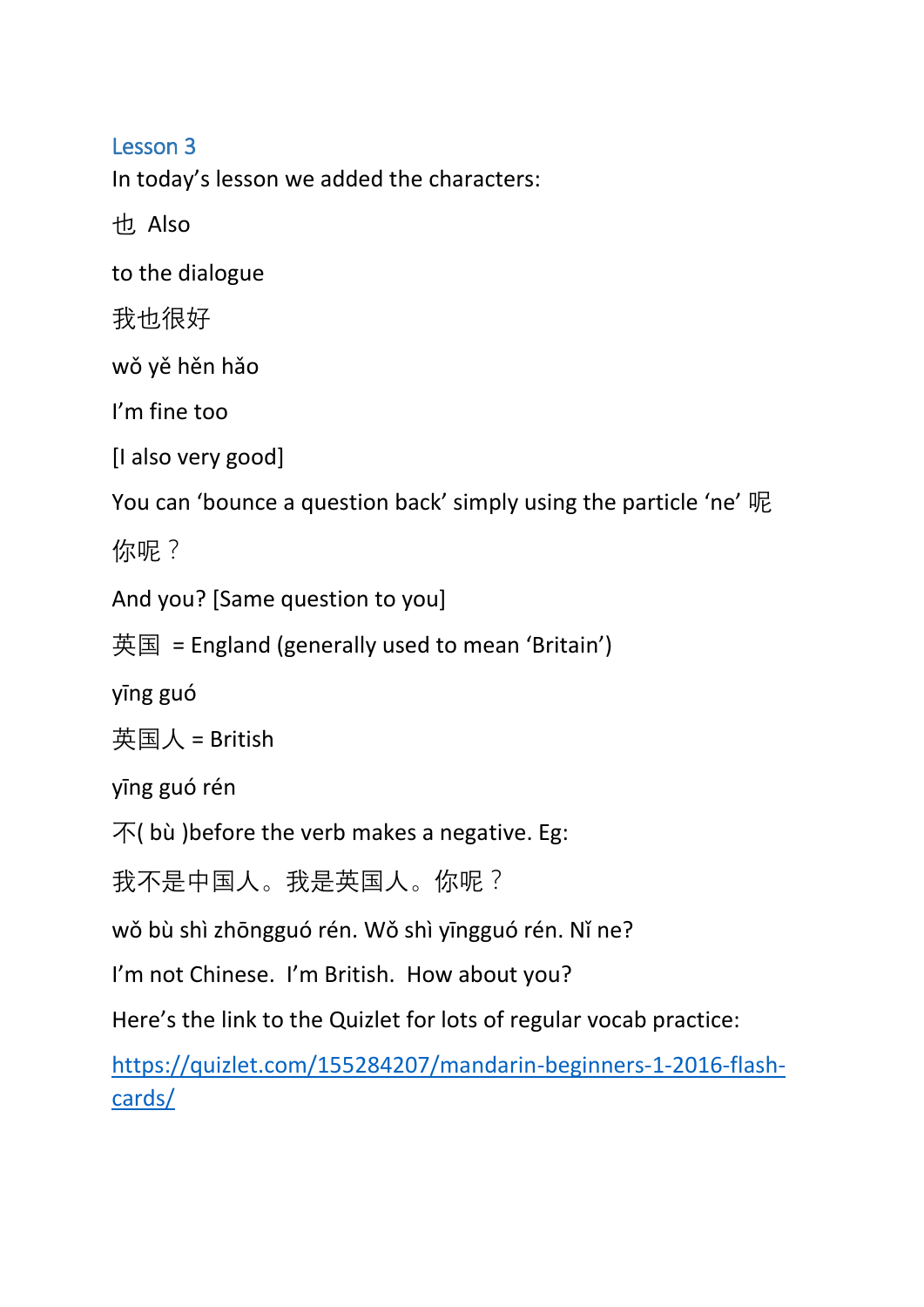## Lesson 3

In today's lesson we added the characters:

也 Also

to the dialogue

我也很好

wǒ yě hěn hǎo

I'm fine too

[I also very good]

You can 'bounce a question back' simply using the particle 'ne' 呢

你呢？

And you? [Same question to you]

英国 = England (generally used to mean 'Britain')

yīng guó

英国人 = British

yīng guó rén

不( bù )before the verb makes a negative. Eg:

我不是中国人。我是英国人。你呢？

wǒ bù shì zhōngguó rén. Wǒ shì yīngguó rén. Nǐ ne?

I'm not Chinese. I'm British. How about you?

Here's the link to the Quizlet for lots of regular vocab practice:

[https://quizlet.com/155284207/mandarin-beginners-1-2016-flash-cards/](https://quizlet.com/155284207/mandarin-beginners-1-2016-flash-cards/)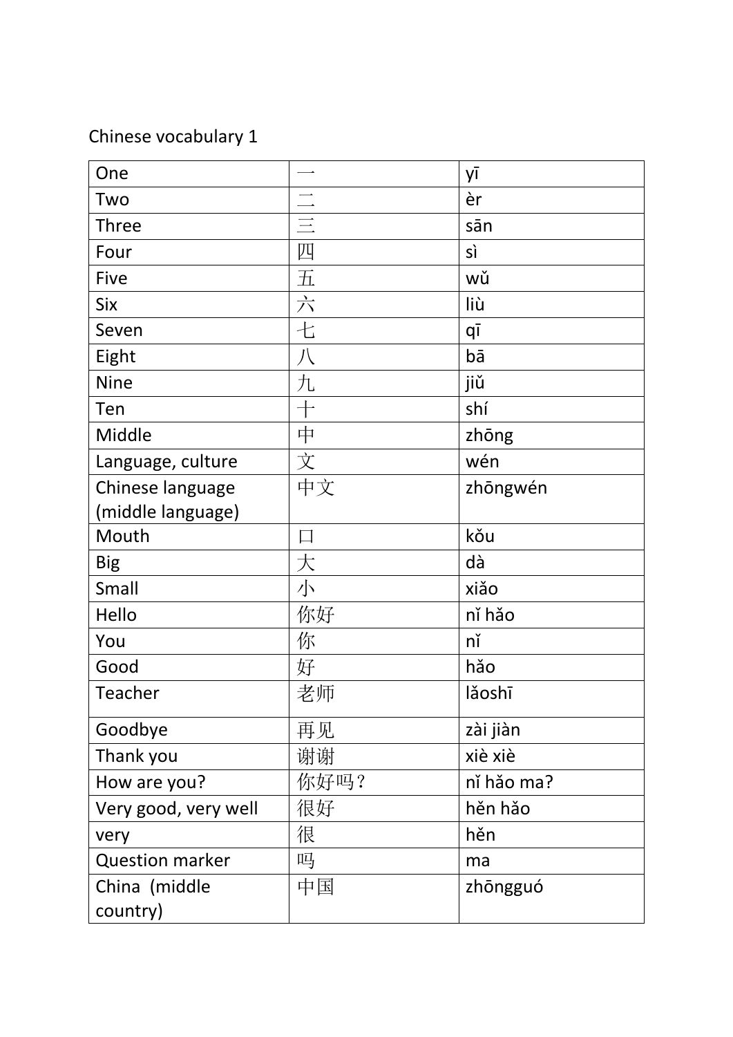Chinese vocabulary 1

| One | 一 | yī |
|---|---|---|
| Two | 二 | èr |
| Three | 三 | sān |
| Four | 四 | sì |
| Five | 五 | wǔ |
| Six | 六 | liù |
| Seven | 七 | qī |
| Eight | 八 | bā |
| Nine | 九 | jiǔ |
| Ten | 十 | shí |
| Middle | 中 | zhōng |
| Language, culture | 文 | wén |
| Chinese language (middle language) | 中文 | zhōngwén |
| Mouth | 口 | kǒu |
| Big | 大 | dà |
| Small | 小 | xiǎo |
| Hello | 你好 | nǐ hǎo |
| You | 你 | nǐ |
| Good | 好 | hǎo |
| Teacher | 老师 | lǎoshī |
| Goodbye | 再见 | zài jiàn |
| Thank you | 谢谢 | xiè xiè |
| How are you? | 你好吗？ | nǐ hǎo ma? |
| Very good, very well | 很好 | hěn hǎo |
| very | 很 | hěn |
| Question marker | 吗 | ma |
| China (middle country) | 中国 | zhōngguó |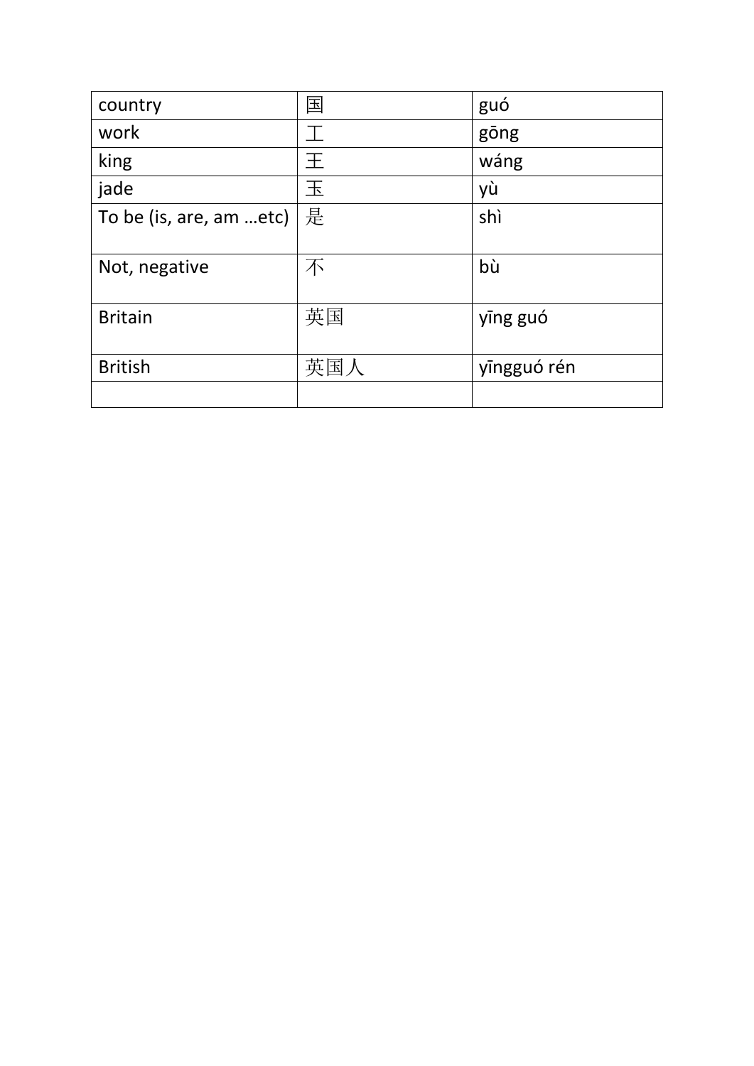| | | |
|---|---|---|
| country | 国 | guó |
| work | 工 | gōng |
| king | 王 | wáng |
| jade | 玉 | yù |
| To be (is, are, am …etc) | 是 | shì |
| Not, negative | 不 | bù |
| Britain | 英国 | yīng guó |
| British | 英国人 | yīngguó rén |
| | | |